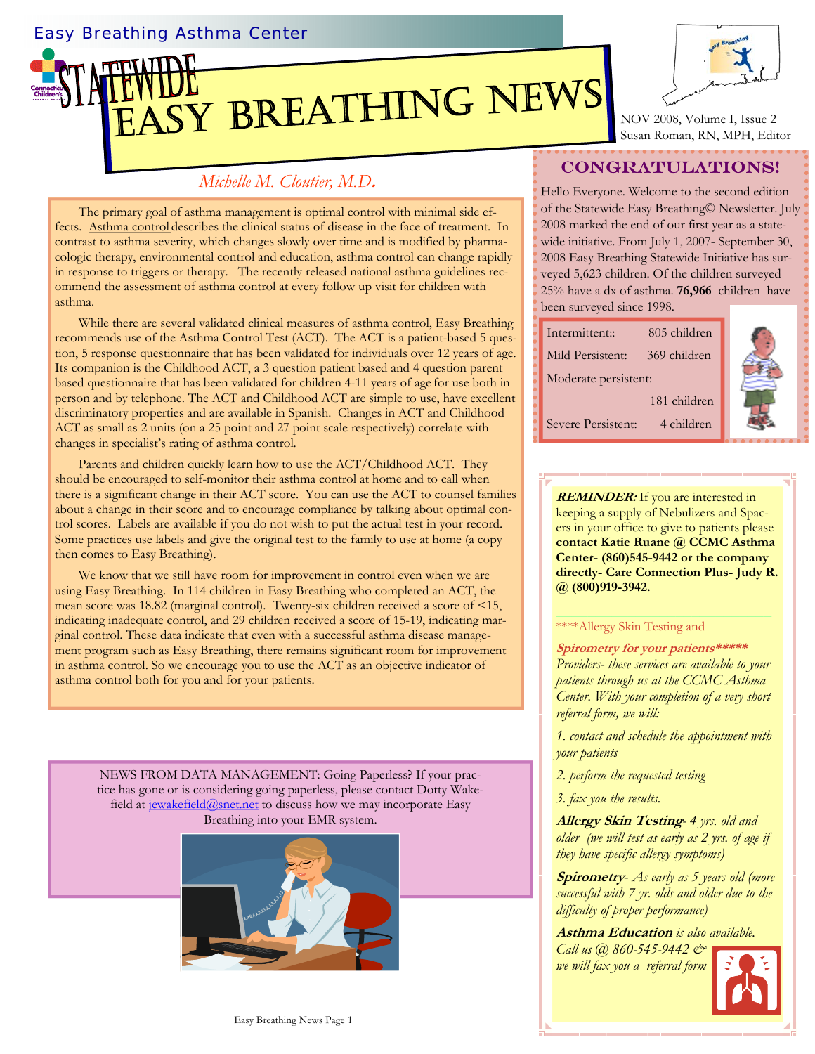Easy Breathing Asthma Center

# Statewide Easy Breathing News

NOV 2008, Volume I, Issue 2
Susan Roman, RN, MPH, Editor

*Michelle M. Cloutier, M.D.*

The primary goal of asthma management is optimal control with minimal side effects. Asthma control describes the clinical status of disease in the face of treatment. In contrast to asthma severity, which changes slowly over time and is modified by pharmacologic therapy, environmental control and education, asthma control can change rapidly in response to triggers or therapy. The recently released national asthma guidelines recommend the assessment of asthma control at every follow up visit for children with asthma.

While there are several validated clinical measures of asthma control, Easy Breathing recommends use of the Asthma Control Test (ACT). The ACT is a patient-based 5 question, 5 response questionnaire that has been validated for individuals over 12 years of age. Its companion is the Childhood ACT, a 3 question patient based and 4 question parent based questionnaire that has been validated for children 4-11 years of age for use both in person and by telephone. The ACT and Childhood ACT are simple to use, have excellent discriminatory properties and are available in Spanish. Changes in ACT and Childhood ACT as small as 2 units (on a 25 point and 27 point scale respectively) correlate with changes in specialist's rating of asthma control.

Parents and children quickly learn how to use the ACT/Childhood ACT. They should be encouraged to self-monitor their asthma control at home and to call when there is a significant change in their ACT score. You can use the ACT to counsel families about a change in their score and to encourage compliance by talking about optimal control scores. Labels are available if you do not wish to put the actual test in your record. Some practices use labels and give the original test to the family to use at home (a copy then comes to Easy Breathing).

We know that we still have room for improvement in control even when we are using Easy Breathing. In 114 children in Easy Breathing who completed an ACT, the mean score was 18.82 (marginal control). Twenty-six children received a score of <15, indicating inadequate control, and 29 children received a score of 15-19, indicating marginal control. These data indicate that even with a successful asthma disease management program such as Easy Breathing, there remains significant room for improvement in asthma control. So we encourage you to use the ACT as an objective indicator of asthma control both for you and for your patients.

NEWS FROM DATA MANAGEMENT: Going Paperless? If your practice has gone or is considering going paperless, please contact Dotty Wakefield at jewakefield@snet.net to discuss how we may incorporate Easy Breathing into your EMR system.

## CONGRATULATIONS!

Hello Everyone. Welcome to the second edition of the Statewide Easy Breathing© Newsletter. July 2008 marked the end of our first year as a statewide initiative. From July 1, 2007- September 30, 2008 Easy Breathing Statewide Initiative has surveyed 5,623 children. Of the children surveyed 25% have a dx of asthma. **76,966** children have been surveyed since 1998.

| | |
|---|---|
| Intermittent: | 805 children |
| Mild Persistent: | 369 children |
| Moderate persistent: | 181 children |
| Severe Persistent: | 4 children |

***REMINDER:*** If you are interested in keeping a supply of Nebulizers and Spacers in your office to give to patients please **contact Katie Ruane @ CCMC Asthma Center- (860)545-9442 or the company directly- Care Connection Plus- Judy R. @ (800)919-3942.**

****Allergy Skin Testing and ***Spirometry for your patients******

*Providers- these services are available to your patients through us at the CCMC Asthma Center. With your completion of a very short referral form, we will:*

*1. contact and schedule the appointment with your patients*

*2. perform the requested testing*

*3. fax you the results.*

***Allergy Skin Testing****- 4 yrs. old and older (we will test as early as 2 yrs. of age if they have specific allergy symptoms)*

***Spirometry****- As early as 5 years old (more successful with 7 yr. olds and older due to the difficulty of proper performance)*

***Asthma Education*** *is also available. Call us @ 860-545-9442 & we will fax you a referral form*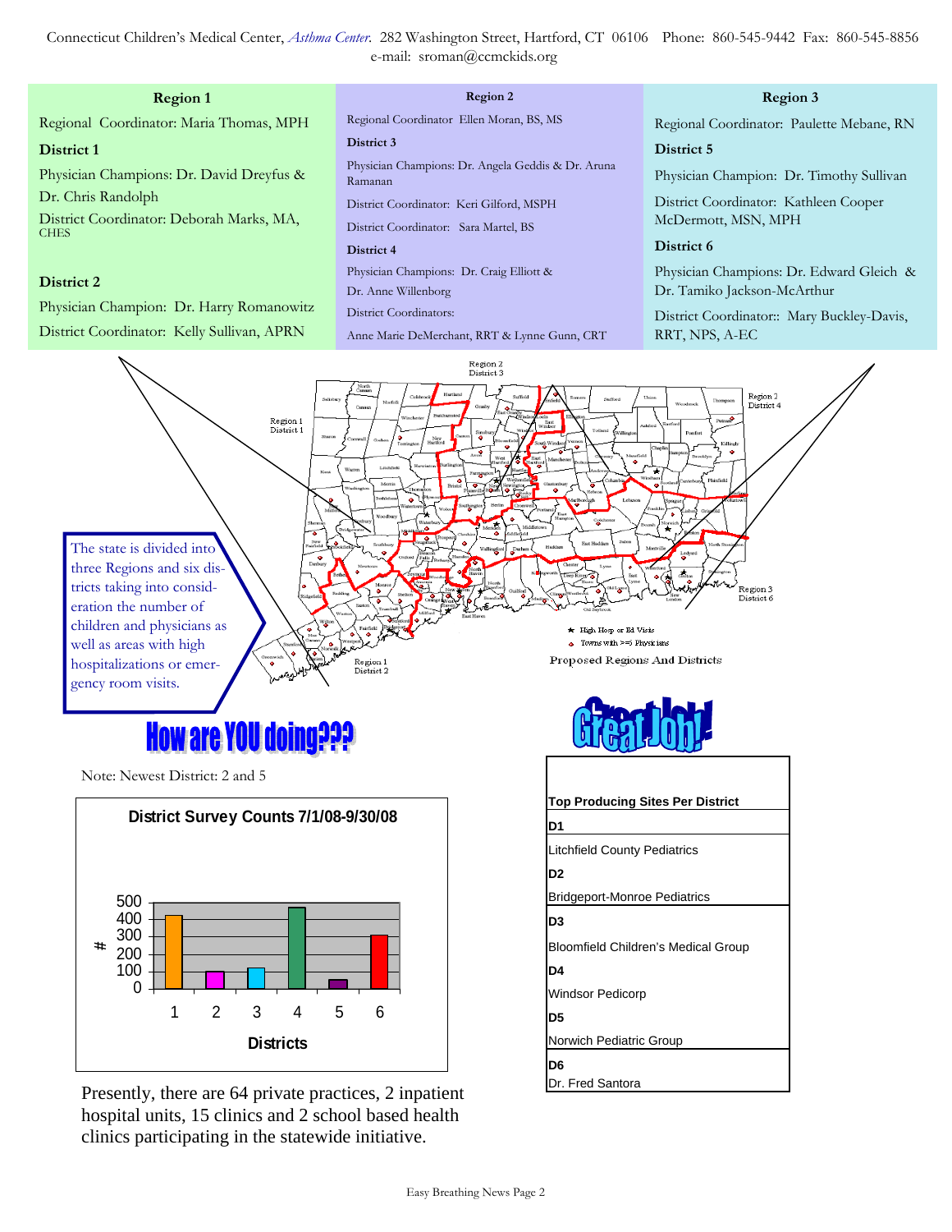Connecticut Children's Medical Center, *Asthma Center*. 282 Washington Street, Hartford, CT 06106 Phone: 860-545-9442 Fax: 860-545-8856 e-mail: sroman@ccmckids.org

| Region 1 | Region 2 | Region 3 |
|---|---|---|
| Regional Coordinator: Maria Thomas, MPH | Regional Coordinator Ellen Moran, BS, MS | Regional Coordinator: Paulette Mebane, RN |
| **District 1** | **District 3** | **District 5** |
| Physician Champions: Dr. David Dreyfus & Dr. Chris Randolph | Physician Champions: Dr. Angela Geddis & Dr. Aruna Ramanan | Physician Champion: Dr. Timothy Sullivan |
| District Coordinator: Deborah Marks, MA, CHES | District Coordinator: Keri Gilford, MSPH | District Coordinator: Kathleen Cooper McDermott, MSN, MPH |
| | District Coordinator: Sara Martel, BS | |
| **District 2** | **District 4** | **District 6** |
| Physician Champion: Dr. Harry Romanowitz | Physician Champions: Dr. Craig Elliott & Dr. Anne Willenborg | Physician Champions: Dr. Edward Gleich & Dr. Tamiko Jackson-McArthur |
| District Coordinator: Kelly Sullivan, APRN | District Coordinators: Anne Marie DeMerchant, RRT & Lynne Gunn, CRT | District Coordinator:: Mary Buckley-Davis, RRT, NPS, A-EC |

Region 1 District 1

Region 1 District 2

Region 2 District 3

Region 2 District 4

Region 3 District 6

★ High Hosp or Ed Visits

◆ Towns with >=5 Physicians

Proposed Regions And Districts

The state is divided into three Regions and six districts taking into consideration the number of children and physicians as well as areas with high hospitalizations or emergency room visits.

## How are YOU doing???

Note: Newest District: 2 and 5

**District Survey Counts 7/1/08-9/30/08**

500
400
300
200
100
0

#

1 2 3 4 5 6

Districts

Presently, there are 64 private practices, 2 inpatient hospital units, 15 clinics and 2 school based health clinics participating in the statewide initiative.

## Great Job!

| Top Producing Sites Per District |
|---|
| **D1** |
| Litchfield County Pediatrics |
| **D2** |
| Bridgeport-Monroe Pediatrics |
| **D3** |
| Bloomfield Children's Medical Group |
| **D4** |
| Windsor Pedicorp |
| **D5** |
| Norwich Pediatric Group |
| **D6** |
| Dr. Fred Santora |

Easy Breathing News Page 2